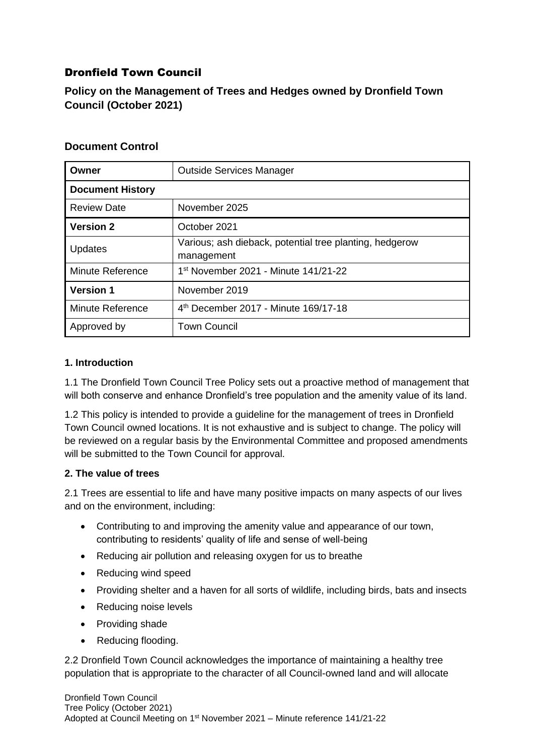# Dronfield Town Council

## Policy on the Management of Trees and Hedges owned by Dronfield Town Council (October 2021)

### Document Control

| Owner | Outside Services Manager |
|---|---|
| **Document History** | |
| Review Date | November 2025 |
| **Version 2** | October 2021 |
| Updates | Various; ash dieback, potential tree planting, hedgerow management |
| Minute Reference | 1st November 2021 - Minute 141/21-22 |
| **Version 1** | November 2019 |
| Minute Reference | 4th December 2017 - Minute 169/17-18 |
| Approved by | Town Council |

### 1. Introduction

1.1 The Dronfield Town Council Tree Policy sets out a proactive method of management that will both conserve and enhance Dronfield's tree population and the amenity value of its land.

1.2 This policy is intended to provide a guideline for the management of trees in Dronfield Town Council owned locations. It is not exhaustive and is subject to change. The policy will be reviewed on a regular basis by the Environmental Committee and proposed amendments will be submitted to the Town Council for approval.

### 2. The value of trees

2.1 Trees are essential to life and have many positive impacts on many aspects of our lives and on the environment, including:

- Contributing to and improving the amenity value and appearance of our town, contributing to residents' quality of life and sense of well-being
- Reducing air pollution and releasing oxygen for us to breathe
- Reducing wind speed
- Providing shelter and a haven for all sorts of wildlife, including birds, bats and insects
- Reducing noise levels
- Providing shade
- Reducing flooding.

2.2 Dronfield Town Council acknowledges the importance of maintaining a healthy tree population that is appropriate to the character of all Council-owned land and will allocate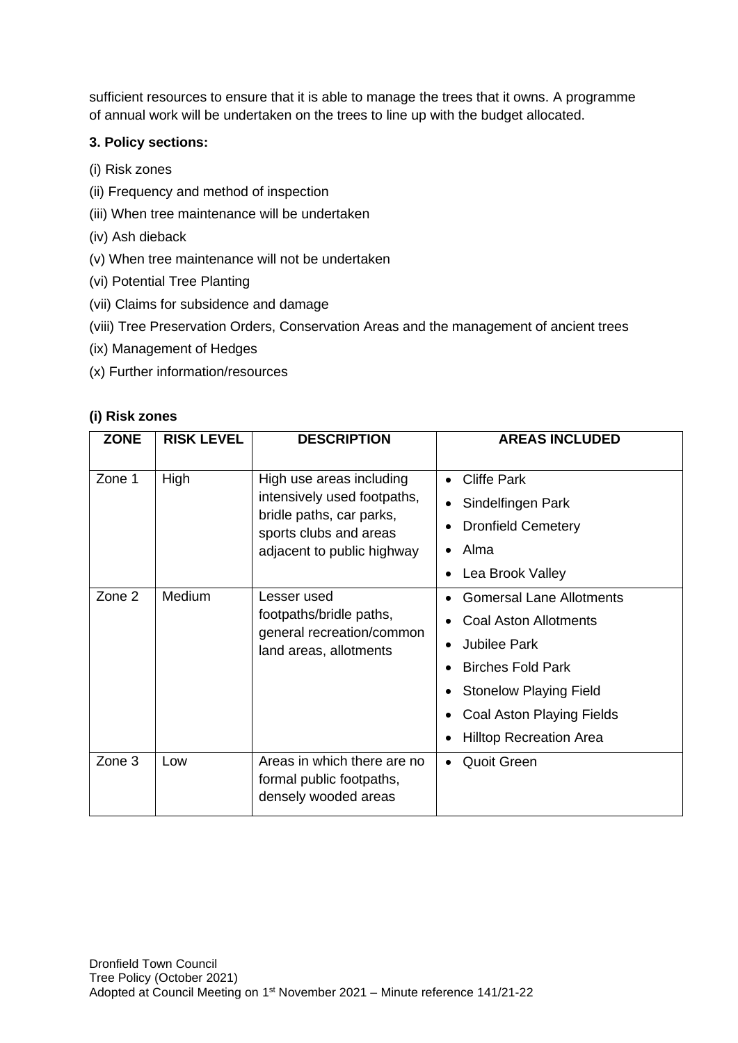sufficient resources to ensure that it is able to manage the trees that it owns. A programme of annual work will be undertaken on the trees to line up with the budget allocated.

**3. Policy sections:**

(i) Risk zones

(ii) Frequency and method of inspection

(iii) When tree maintenance will be undertaken

(iv) Ash dieback

(v) When tree maintenance will not be undertaken

(vi) Potential Tree Planting

(vii) Claims for subsidence and damage

(viii) Tree Preservation Orders, Conservation Areas and the management of ancient trees

(ix) Management of Hedges

(x) Further information/resources

**(i) Risk zones**

| ZONE | RISK LEVEL | DESCRIPTION | AREAS INCLUDED |
|---|---|---|---|
| Zone 1 | High | High use areas including intensively used footpaths, bridle paths, car parks, sports clubs and areas adjacent to public highway | • Cliffe Park<br>• Sindelfingen Park<br>• Dronfield Cemetery<br>• Alma<br>• Lea Brook Valley |
| Zone 2 | Medium | Lesser used footpaths/bridle paths, general recreation/common land areas, allotments | • Gomersal Lane Allotments<br>• Coal Aston Allotments<br>• Jubilee Park<br>• Birches Fold Park<br>• Stonelow Playing Field<br>• Coal Aston Playing Fields<br>• Hilltop Recreation Area |
| Zone 3 | Low | Areas in which there are no formal public footpaths, densely wooded areas | • Quoit Green |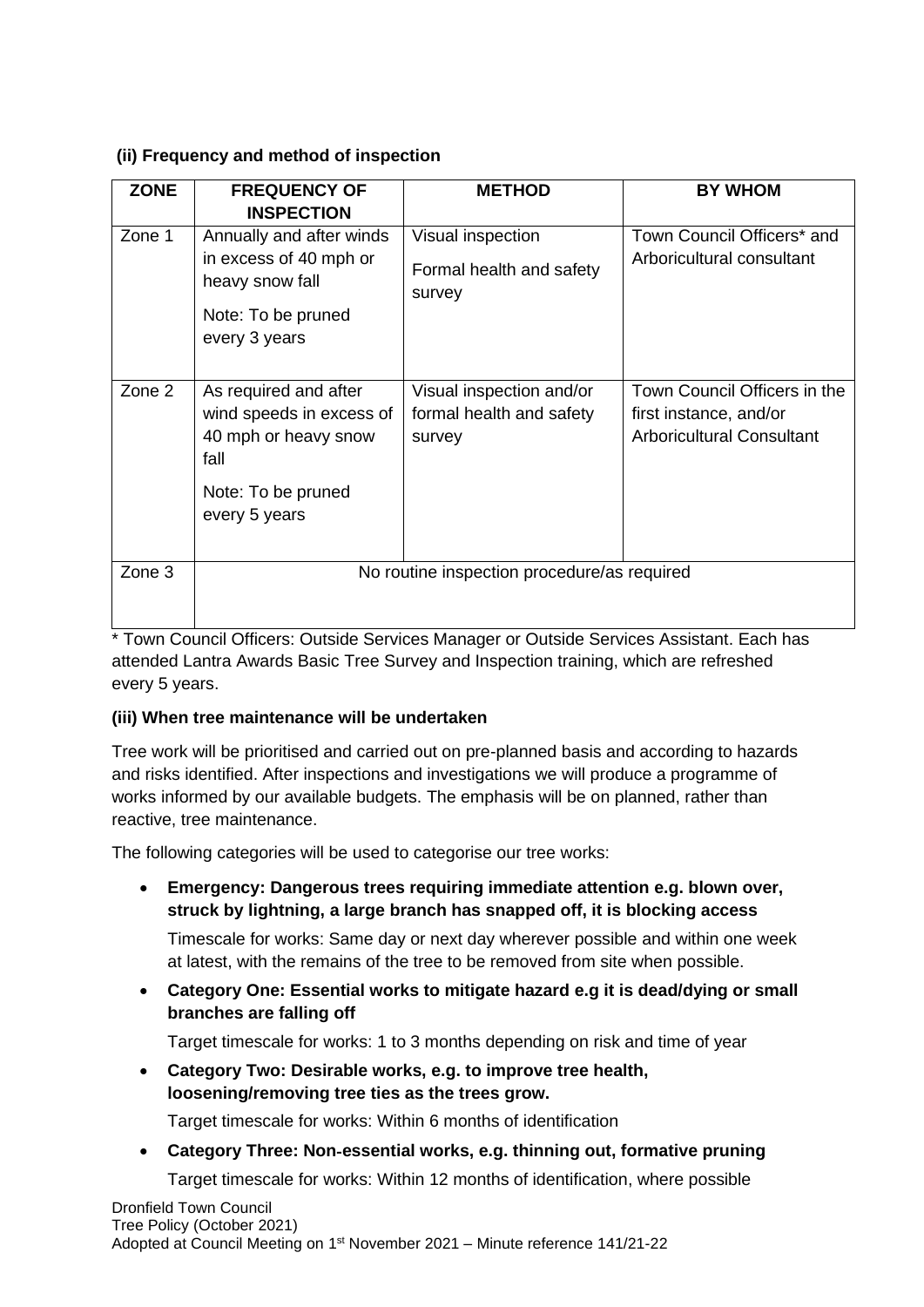**(ii) Frequency and method of inspection**

| ZONE | FREQUENCY OF INSPECTION | METHOD | BY WHOM |
|---|---|---|---|
| Zone 1 | Annually and after winds in excess of 40 mph or heavy snow fall<br><br>Note: To be pruned every 3 years | Visual inspection<br><br>Formal health and safety survey | Town Council Officers* and Arboricultural consultant |
| Zone 2 | As required and after wind speeds in excess of 40 mph or heavy snow fall<br><br>Note: To be pruned every 5 years | Visual inspection and/or formal health and safety survey | Town Council Officers in the first instance, and/or Arboricultural Consultant |
| Zone 3 | No routine inspection procedure/as required | | |

* Town Council Officers: Outside Services Manager or Outside Services Assistant. Each has attended Lantra Awards Basic Tree Survey and Inspection training, which are refreshed every 5 years.

**(iii) When tree maintenance will be undertaken**

Tree work will be prioritised and carried out on pre-planned basis and according to hazards and risks identified. After inspections and investigations we will produce a programme of works informed by our available budgets. The emphasis will be on planned, rather than reactive, tree maintenance.

The following categories will be used to categorise our tree works:

- **Emergency: Dangerous trees requiring immediate attention e.g. blown over, struck by lightning, a large branch has snapped off, it is blocking access**

  Timescale for works: Same day or next day wherever possible and within one week at latest, with the remains of the tree to be removed from site when possible.

- **Category One: Essential works to mitigate hazard e.g it is dead/dying or small branches are falling off**

  Target timescale for works: 1 to 3 months depending on risk and time of year

- **Category Two: Desirable works, e.g. to improve tree health, loosening/removing tree ties as the trees grow.**

  Target timescale for works: Within 6 months of identification

- **Category Three: Non-essential works, e.g. thinning out, formative pruning**

  Target timescale for works: Within 12 months of identification, where possible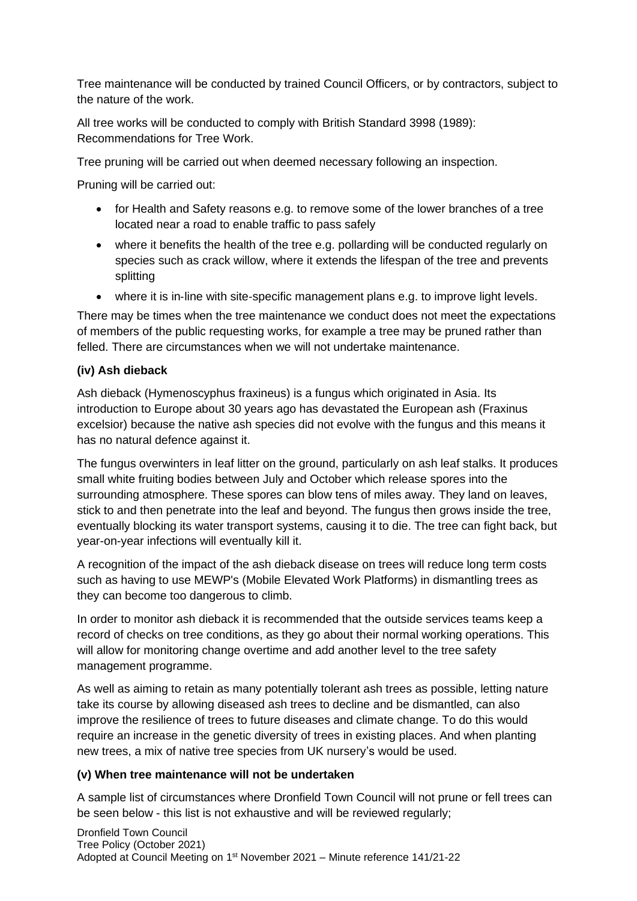Tree maintenance will be conducted by trained Council Officers, or by contractors, subject to the nature of the work.

All tree works will be conducted to comply with British Standard 3998 (1989): Recommendations for Tree Work.

Tree pruning will be carried out when deemed necessary following an inspection.

Pruning will be carried out:

- for Health and Safety reasons e.g. to remove some of the lower branches of a tree located near a road to enable traffic to pass safely
- where it benefits the health of the tree e.g. pollarding will be conducted regularly on species such as crack willow, where it extends the lifespan of the tree and prevents splitting
- where it is in-line with site-specific management plans e.g. to improve light levels.

There may be times when the tree maintenance we conduct does not meet the expectations of members of the public requesting works, for example a tree may be pruned rather than felled. There are circumstances when we will not undertake maintenance.

**(iv) Ash dieback**

Ash dieback (Hymenoscyphus fraxineus) is a fungus which originated in Asia. Its introduction to Europe about 30 years ago has devastated the European ash (Fraxinus excelsior) because the native ash species did not evolve with the fungus and this means it has no natural defence against it.

The fungus overwinters in leaf litter on the ground, particularly on ash leaf stalks. It produces small white fruiting bodies between July and October which release spores into the surrounding atmosphere. These spores can blow tens of miles away. They land on leaves, stick to and then penetrate into the leaf and beyond. The fungus then grows inside the tree, eventually blocking its water transport systems, causing it to die. The tree can fight back, but year-on-year infections will eventually kill it.

A recognition of the impact of the ash dieback disease on trees will reduce long term costs such as having to use MEWP's (Mobile Elevated Work Platforms) in dismantling trees as they can become too dangerous to climb.

In order to monitor ash dieback it is recommended that the outside services teams keep a record of checks on tree conditions, as they go about their normal working operations. This will allow for monitoring change overtime and add another level to the tree safety management programme.

As well as aiming to retain as many potentially tolerant ash trees as possible, letting nature take its course by allowing diseased ash trees to decline and be dismantled, can also improve the resilience of trees to future diseases and climate change. To do this would require an increase in the genetic diversity of trees in existing places. And when planting new trees, a mix of native tree species from UK nursery's would be used.

**(v) When tree maintenance will not be undertaken**

A sample list of circumstances where Dronfield Town Council will not prune or fell trees can be seen below - this list is not exhaustive and will be reviewed regularly;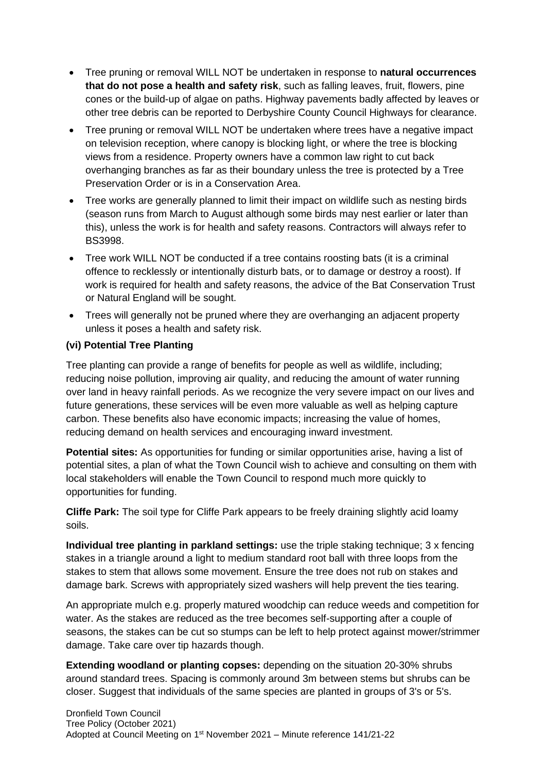- Tree pruning or removal WILL NOT be undertaken in response to **natural occurrences that do not pose a health and safety risk**, such as falling leaves, fruit, flowers, pine cones or the build-up of algae on paths. Highway pavements badly affected by leaves or other tree debris can be reported to Derbyshire County Council Highways for clearance.
- Tree pruning or removal WILL NOT be undertaken where trees have a negative impact on television reception, where canopy is blocking light, or where the tree is blocking views from a residence. Property owners have a common law right to cut back overhanging branches as far as their boundary unless the tree is protected by a Tree Preservation Order or is in a Conservation Area.
- Tree works are generally planned to limit their impact on wildlife such as nesting birds (season runs from March to August although some birds may nest earlier or later than this), unless the work is for health and safety reasons. Contractors will always refer to BS3998.
- Tree work WILL NOT be conducted if a tree contains roosting bats (it is a criminal offence to recklessly or intentionally disturb bats, or to damage or destroy a roost). If work is required for health and safety reasons, the advice of the Bat Conservation Trust or Natural England will be sought.
- Trees will generally not be pruned where they are overhanging an adjacent property unless it poses a health and safety risk.

**(vi) Potential Tree Planting**

Tree planting can provide a range of benefits for people as well as wildlife, including; reducing noise pollution, improving air quality, and reducing the amount of water running over land in heavy rainfall periods. As we recognize the very severe impact on our lives and future generations, these services will be even more valuable as well as helping capture carbon. These benefits also have economic impacts; increasing the value of homes, reducing demand on health services and encouraging inward investment.

**Potential sites:** As opportunities for funding or similar opportunities arise, having a list of potential sites, a plan of what the Town Council wish to achieve and consulting on them with local stakeholders will enable the Town Council to respond much more quickly to opportunities for funding.

**Cliffe Park:** The soil type for Cliffe Park appears to be freely draining slightly acid loamy soils.

**Individual tree planting in parkland settings:** use the triple staking technique; 3 x fencing stakes in a triangle around a light to medium standard root ball with three loops from the stakes to stem that allows some movement. Ensure the tree does not rub on stakes and damage bark. Screws with appropriately sized washers will help prevent the ties tearing.

An appropriate mulch e.g. properly matured woodchip can reduce weeds and competition for water. As the stakes are reduced as the tree becomes self-supporting after a couple of seasons, the stakes can be cut so stumps can be left to help protect against mower/strimmer damage. Take care over tip hazards though.

**Extending woodland or planting copses:** depending on the situation 20-30% shrubs around standard trees. Spacing is commonly around 3m between stems but shrubs can be closer. Suggest that individuals of the same species are planted in groups of 3's or 5's.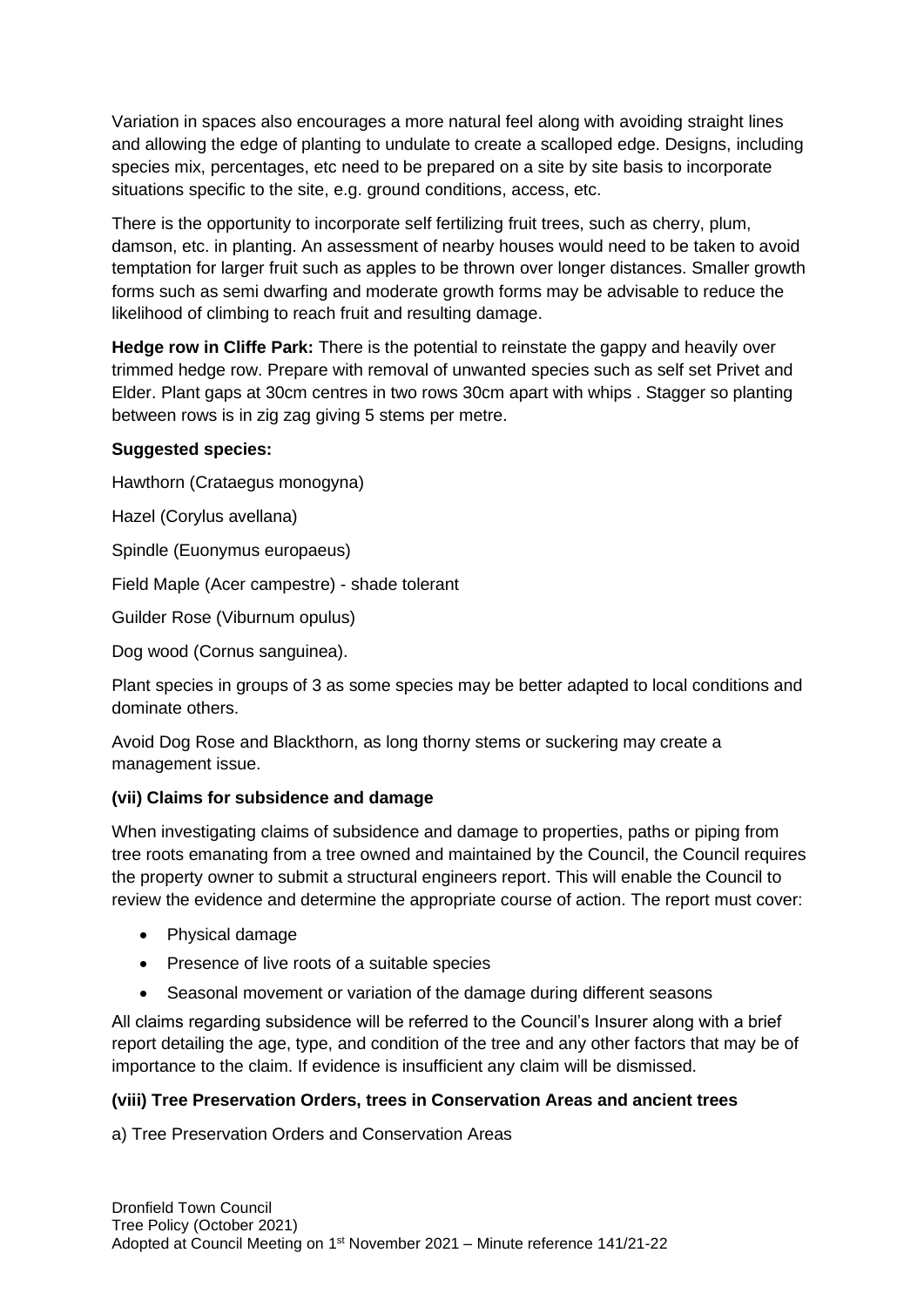Variation in spaces also encourages a more natural feel along with avoiding straight lines and allowing the edge of planting to undulate to create a scalloped edge. Designs, including species mix, percentages, etc need to be prepared on a site by site basis to incorporate situations specific to the site, e.g. ground conditions, access, etc.

There is the opportunity to incorporate self fertilizing fruit trees, such as cherry, plum, damson, etc. in planting. An assessment of nearby houses would need to be taken to avoid temptation for larger fruit such as apples to be thrown over longer distances. Smaller growth forms such as semi dwarfing and moderate growth forms may be advisable to reduce the likelihood of climbing to reach fruit and resulting damage.

**Hedge row in Cliffe Park:** There is the potential to reinstate the gappy and heavily over trimmed hedge row. Prepare with removal of unwanted species such as self set Privet and Elder. Plant gaps at 30cm centres in two rows 30cm apart with whips . Stagger so planting between rows is in zig zag giving 5 stems per metre.

**Suggested species:**

Hawthorn (Crataegus monogyna)

Hazel (Corylus avellana)

Spindle (Euonymus europaeus)

Field Maple (Acer campestre) - shade tolerant

Guilder Rose (Viburnum opulus)

Dog wood (Cornus sanguinea).

Plant species in groups of 3 as some species may be better adapted to local conditions and dominate others.

Avoid Dog Rose and Blackthorn, as long thorny stems or suckering may create a management issue.

**(vii) Claims for subsidence and damage**

When investigating claims of subsidence and damage to properties, paths or piping from tree roots emanating from a tree owned and maintained by the Council, the Council requires the property owner to submit a structural engineers report. This will enable the Council to review the evidence and determine the appropriate course of action. The report must cover:

- Physical damage
- Presence of live roots of a suitable species
- Seasonal movement or variation of the damage during different seasons

All claims regarding subsidence will be referred to the Council's Insurer along with a brief report detailing the age, type, and condition of the tree and any other factors that may be of importance to the claim. If evidence is insufficient any claim will be dismissed.

**(viii) Tree Preservation Orders, trees in Conservation Areas and ancient trees**

a) Tree Preservation Orders and Conservation Areas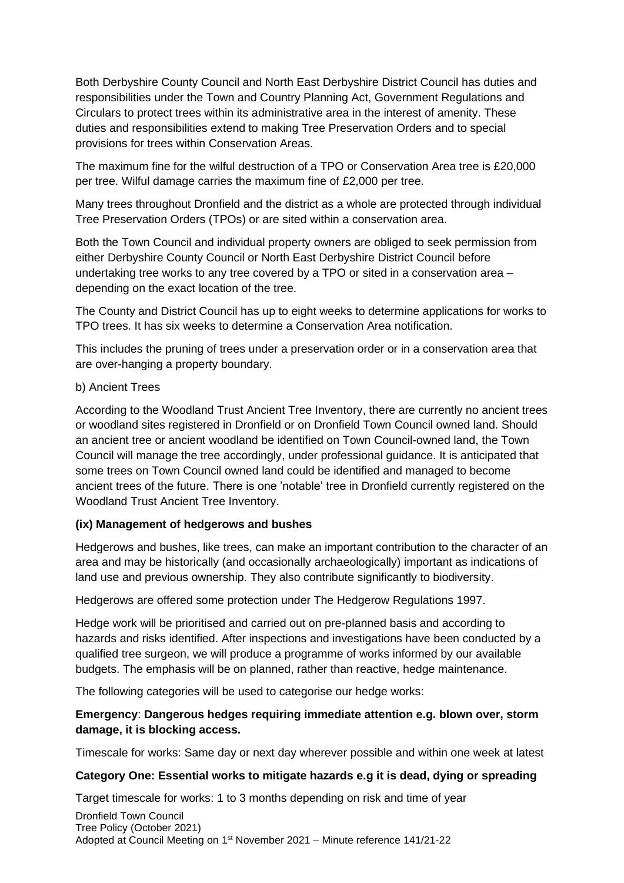Both Derbyshire County Council and North East Derbyshire District Council has duties and responsibilities under the Town and Country Planning Act, Government Regulations and Circulars to protect trees within its administrative area in the interest of amenity. These duties and responsibilities extend to making Tree Preservation Orders and to special provisions for trees within Conservation Areas.

The maximum fine for the wilful destruction of a TPO or Conservation Area tree is £20,000 per tree. Wilful damage carries the maximum fine of £2,000 per tree.

Many trees throughout Dronfield and the district as a whole are protected through individual Tree Preservation Orders (TPOs) or are sited within a conservation area.

Both the Town Council and individual property owners are obliged to seek permission from either Derbyshire County Council or North East Derbyshire District Council before undertaking tree works to any tree covered by a TPO or sited in a conservation area – depending on the exact location of the tree.

The County and District Council has up to eight weeks to determine applications for works to TPO trees. It has six weeks to determine a Conservation Area notification.

This includes the pruning of trees under a preservation order or in a conservation area that are over-hanging a property boundary.

b) Ancient Trees

According to the Woodland Trust Ancient Tree Inventory, there are currently no ancient trees or woodland sites registered in Dronfield or on Dronfield Town Council owned land. Should an ancient tree or ancient woodland be identified on Town Council-owned land, the Town Council will manage the tree accordingly, under professional guidance. It is anticipated that some trees on Town Council owned land could be identified and managed to become ancient trees of the future. There is one 'notable' tree in Dronfield currently registered on the Woodland Trust Ancient Tree Inventory.

**(ix) Management of hedgerows and bushes**

Hedgerows and bushes, like trees, can make an important contribution to the character of an area and may be historically (and occasionally archaeologically) important as indications of land use and previous ownership. They also contribute significantly to biodiversity.

Hedgerows are offered some protection under The Hedgerow Regulations 1997.

Hedge work will be prioritised and carried out on pre-planned basis and according to hazards and risks identified. After inspections and investigations have been conducted by a qualified tree surgeon, we will produce a programme of works informed by our available budgets. The emphasis will be on planned, rather than reactive, hedge maintenance.

The following categories will be used to categorise our hedge works:

**Emergency**: **Dangerous hedges requiring immediate attention e.g. blown over, storm damage, it is blocking access.**

Timescale for works: Same day or next day wherever possible and within one week at latest

**Category One: Essential works to mitigate hazards e.g it is dead, dying or spreading**

Target timescale for works: 1 to 3 months depending on risk and time of year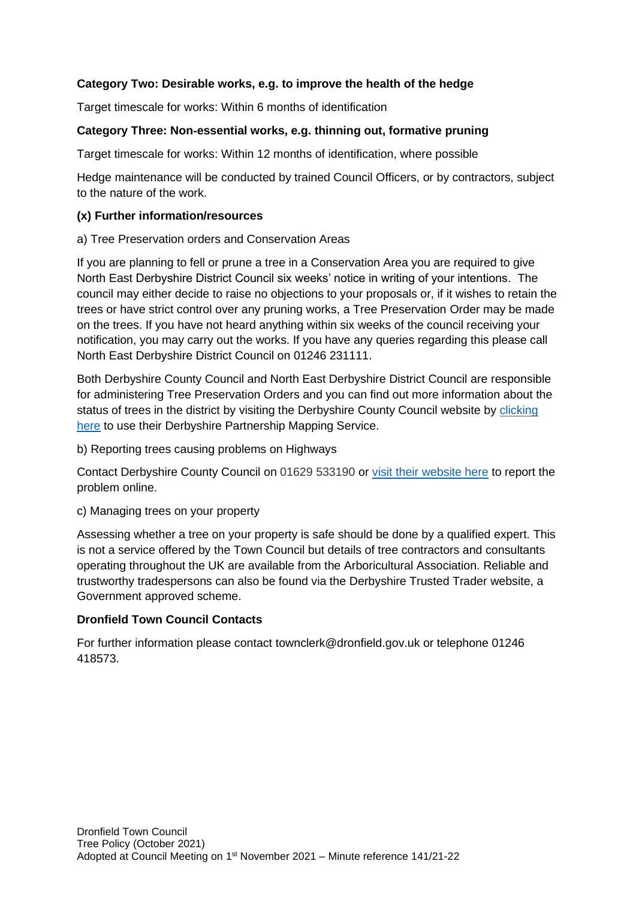**Category Two: Desirable works, e.g. to improve the health of the hedge**

Target timescale for works: Within 6 months of identification

**Category Three: Non-essential works, e.g. thinning out, formative pruning**

Target timescale for works: Within 12 months of identification, where possible

Hedge maintenance will be conducted by trained Council Officers, or by contractors, subject to the nature of the work.

**(x) Further information/resources**

a) Tree Preservation orders and Conservation Areas

If you are planning to fell or prune a tree in a Conservation Area you are required to give North East Derbyshire District Council six weeks' notice in writing of your intentions. The council may either decide to raise no objections to your proposals or, if it wishes to retain the trees or have strict control over any pruning works, a Tree Preservation Order may be made on the trees. If you have not heard anything within six weeks of the council receiving your notification, you may carry out the works. If you have any queries regarding this please call North East Derbyshire District Council on 01246 231111.

Both Derbyshire County Council and North East Derbyshire District Council are responsible for administering Tree Preservation Orders and you can find out more information about the status of trees in the district by visiting the Derbyshire County Council website by clicking here to use their Derbyshire Partnership Mapping Service.

b) Reporting trees causing problems on Highways

Contact Derbyshire County Council on 01629 533190 or visit their website here to report the problem online.

c) Managing trees on your property

Assessing whether a tree on your property is safe should be done by a qualified expert. This is not a service offered by the Town Council but details of tree contractors and consultants operating throughout the UK are available from the Arboricultural Association. Reliable and trustworthy tradespersons can also be found via the Derbyshire Trusted Trader website, a Government approved scheme.

**Dronfield Town Council Contacts**

For further information please contact townclerk@dronfield.gov.uk or telephone 01246 418573.

Dronfield Town Council
Tree Policy (October 2021)
Adopted at Council Meeting on 1st November 2021 – Minute reference 141/21-22